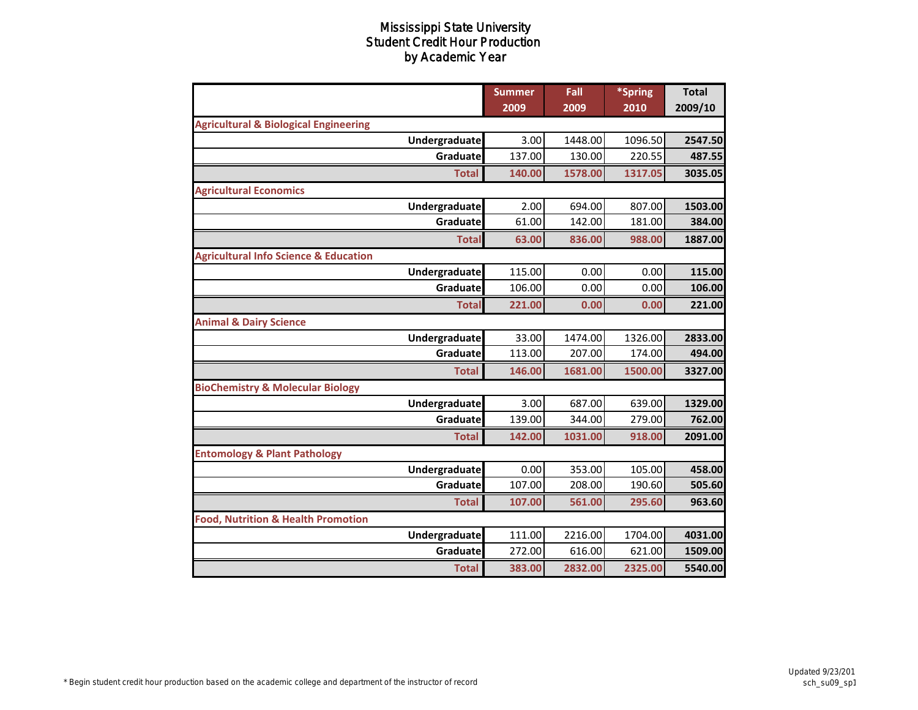# Mississippi State University
## Student Credit Hour Production
## by Academic Year

| | Summer 2009 | Fall 2009 | *Spring 2010 | Total 2009/10 |
|---|---|---|---|---|
| **Agricultural & Biological Engineering** | | | | |
| Undergraduate | 3.00 | 1448.00 | 1096.50 | **2547.50** |
| Graduate | 137.00 | 130.00 | 220.55 | **487.55** |
| **Total** | **140.00** | **1578.00** | **1317.05** | **3035.05** |
| **Agricultural Economics** | | | | |
| Undergraduate | 2.00 | 694.00 | 807.00 | **1503.00** |
| Graduate | 61.00 | 142.00 | 181.00 | **384.00** |
| **Total** | **63.00** | **836.00** | **988.00** | **1887.00** |
| **Agricultural Info Science & Education** | | | | |
| Undergraduate | 115.00 | 0.00 | 0.00 | **115.00** |
| Graduate | 106.00 | 0.00 | 0.00 | **106.00** |
| **Total** | **221.00** | **0.00** | **0.00** | **221.00** |
| **Animal & Dairy Science** | | | | |
| Undergraduate | 33.00 | 1474.00 | 1326.00 | **2833.00** |
| Graduate | 113.00 | 207.00 | 174.00 | **494.00** |
| **Total** | **146.00** | **1681.00** | **1500.00** | **3327.00** |
| **BioChemistry & Molecular Biology** | | | | |
| Undergraduate | 3.00 | 687.00 | 639.00 | **1329.00** |
| Graduate | 139.00 | 344.00 | 279.00 | **762.00** |
| **Total** | **142.00** | **1031.00** | **918.00** | **2091.00** |
| **Entomology & Plant Pathology** | | | | |
| Undergraduate | 0.00 | 353.00 | 105.00 | **458.00** |
| Graduate | 107.00 | 208.00 | 190.60 | **505.60** |
| **Total** | **107.00** | **561.00** | **295.60** | **963.60** |
| **Food, Nutrition & Health Promotion** | | | | |
| Undergraduate | 111.00 | 2216.00 | 1704.00 | **4031.00** |
| Graduate | 272.00 | 616.00 | 621.00 | **1509.00** |
| **Total** | **383.00** | **2832.00** | **2325.00** | **5540.00** |

* Begin student credit hour production based on the academic college and department of the instructor of record

Updated 9/23/201
sch_su09_sp1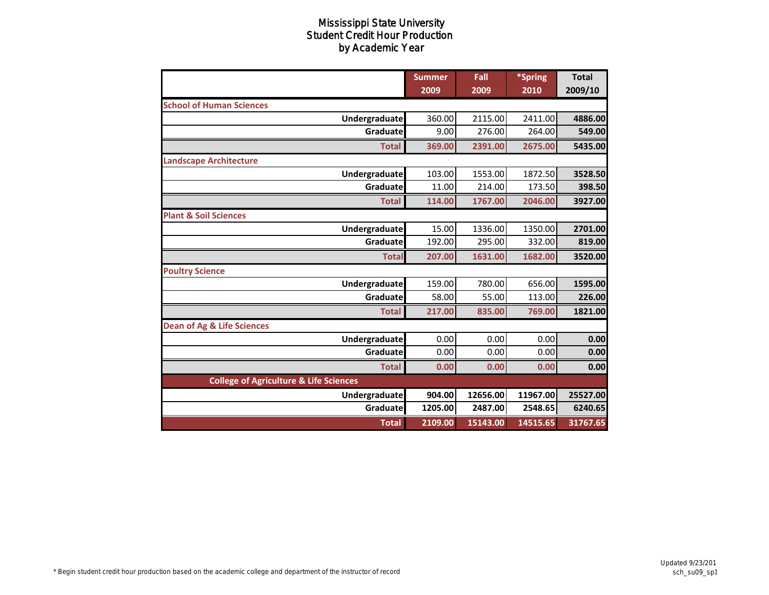# Mississippi State University
## Student Credit Hour Production
## by Academic Year

| | Summer 2009 | Fall 2009 | *Spring 2010 | Total 2009/10 |
|---|---|---|---|---|
| **School of Human Sciences** | | | | |
| Undergraduate | 360.00 | 2115.00 | 2411.00 | 4886.00 |
| Graduate | 9.00 | 276.00 | 264.00 | 549.00 |
| Total | 369.00 | 2391.00 | 2675.00 | 5435.00 |
| **Landscape Architecture** | | | | |
| Undergraduate | 103.00 | 1553.00 | 1872.50 | 3528.50 |
| Graduate | 11.00 | 214.00 | 173.50 | 398.50 |
| Total | 114.00 | 1767.00 | 2046.00 | 3927.00 |
| **Plant & Soil Sciences** | | | | |
| Undergraduate | 15.00 | 1336.00 | 1350.00 | 2701.00 |
| Graduate | 192.00 | 295.00 | 332.00 | 819.00 |
| Total | 207.00 | 1631.00 | 1682.00 | 3520.00 |
| **Poultry Science** | | | | |
| Undergraduate | 159.00 | 780.00 | 656.00 | 1595.00 |
| Graduate | 58.00 | 55.00 | 113.00 | 226.00 |
| Total | 217.00 | 835.00 | 769.00 | 1821.00 |
| **Dean of Ag & Life Sciences** | | | | |
| Undergraduate | 0.00 | 0.00 | 0.00 | 0.00 |
| Graduate | 0.00 | 0.00 | 0.00 | 0.00 |
| Total | 0.00 | 0.00 | 0.00 | 0.00 |
| **College of Agriculture & Life Sciences** | | | | |
| Undergraduate | 904.00 | 12656.00 | 11967.00 | 25527.00 |
| Graduate | 1205.00 | 2487.00 | 2548.65 | 6240.65 |
| Total | 2109.00 | 15143.00 | 14515.65 | 31767.65 |

* Begin student credit hour production based on the academic college and department of the instructor of record

Updated 9/23/201
sch_su09_sp1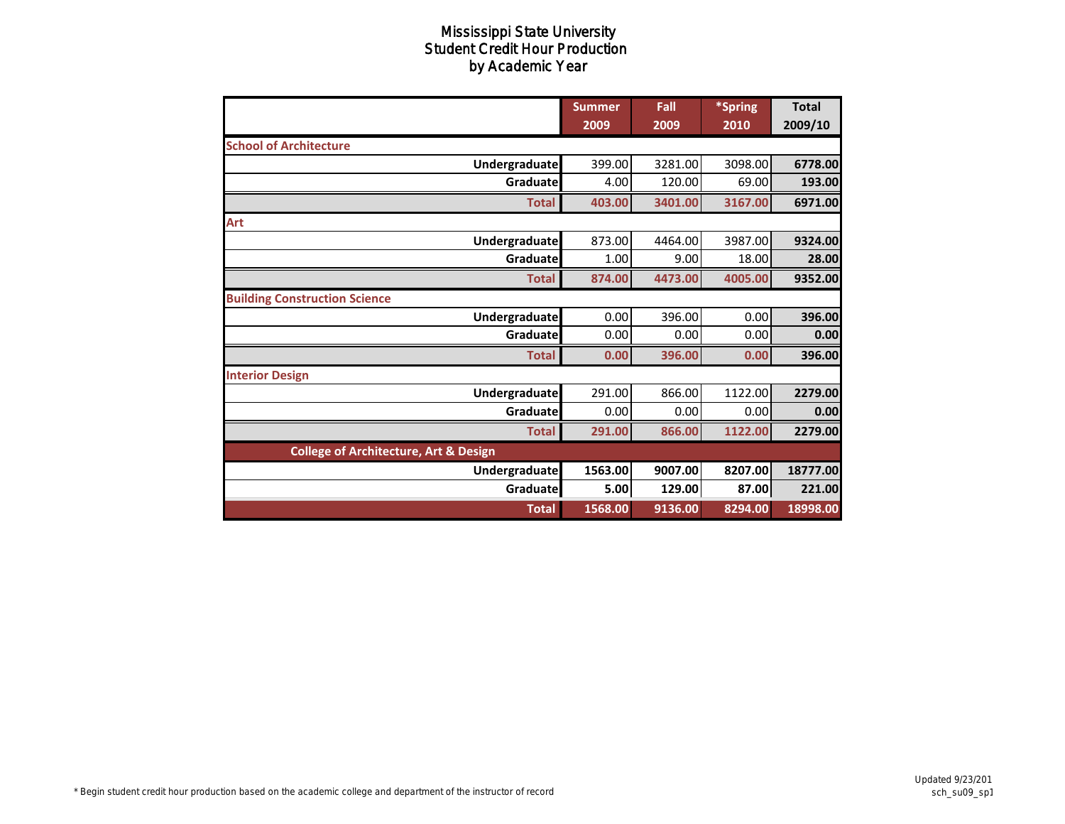# Mississippi State University
## Student Credit Hour Production
### by Academic Year

| | Summer 2009 | Fall 2009 | *Spring 2010 | Total 2009/10 |
|---|---|---|---|---|
| **School of Architecture** | | | | |
| Undergraduate | 399.00 | 3281.00 | 3098.00 | **6778.00** |
| Graduate | 4.00 | 120.00 | 69.00 | **193.00** |
| **Total** | **403.00** | **3401.00** | **3167.00** | **6971.00** |
| **Art** | | | | |
| Undergraduate | 873.00 | 4464.00 | 3987.00 | **9324.00** |
| Graduate | 1.00 | 9.00 | 18.00 | **28.00** |
| **Total** | **874.00** | **4473.00** | **4005.00** | **9352.00** |
| **Building Construction Science** | | | | |
| Undergraduate | 0.00 | 396.00 | 0.00 | **396.00** |
| Graduate | 0.00 | 0.00 | 0.00 | **0.00** |
| **Total** | **0.00** | **396.00** | **0.00** | **396.00** |
| **Interior Design** | | | | |
| Undergraduate | 291.00 | 866.00 | 1122.00 | **2279.00** |
| Graduate | 0.00 | 0.00 | 0.00 | **0.00** |
| **Total** | **291.00** | **866.00** | **1122.00** | **2279.00** |
| **College of Architecture, Art & Design** | | | | |
| Undergraduate | **1563.00** | **9007.00** | **8207.00** | **18777.00** |
| Graduate | **5.00** | **129.00** | **87.00** | **221.00** |
| **Total** | **1568.00** | **9136.00** | **8294.00** | **18998.00** |

* Begin student credit hour production based on the academic college and department of the instructor of record

Updated 9/23/201
sch_su09_sp1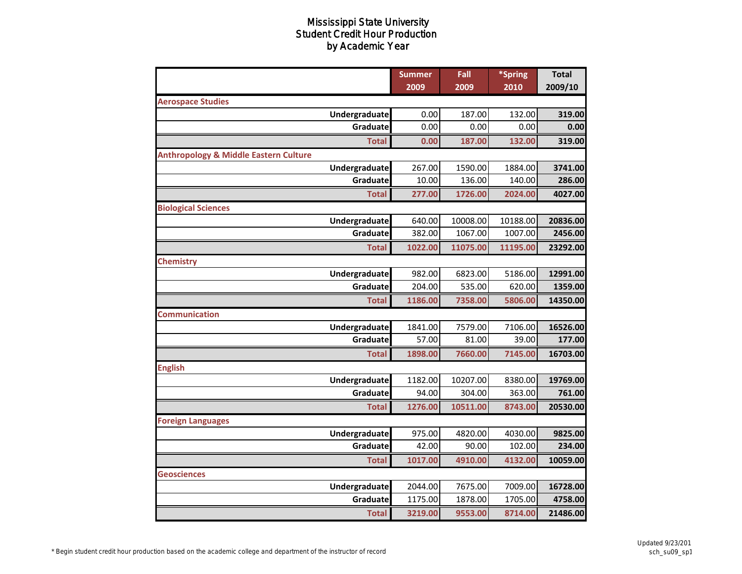# Mississippi State University
## Student Credit Hour Production
## by Academic Year

| | Summer 2009 | Fall 2009 | *Spring 2010 | Total 2009/10 |
|---|---|---|---|---|
| **Aerospace Studies** | | | | |
| Undergraduate | 0.00 | 187.00 | 132.00 | 319.00 |
| Graduate | 0.00 | 0.00 | 0.00 | 0.00 |
| **Total** | **0.00** | **187.00** | **132.00** | **319.00** |
| **Anthropology & Middle Eastern Culture** | | | | |
| Undergraduate | 267.00 | 1590.00 | 1884.00 | 3741.00 |
| Graduate | 10.00 | 136.00 | 140.00 | 286.00 |
| **Total** | **277.00** | **1726.00** | **2024.00** | **4027.00** |
| **Biological Sciences** | | | | |
| Undergraduate | 640.00 | 10008.00 | 10188.00 | 20836.00 |
| Graduate | 382.00 | 1067.00 | 1007.00 | 2456.00 |
| **Total** | **1022.00** | **11075.00** | **11195.00** | **23292.00** |
| **Chemistry** | | | | |
| Undergraduate | 982.00 | 6823.00 | 5186.00 | 12991.00 |
| Graduate | 204.00 | 535.00 | 620.00 | 1359.00 |
| **Total** | **1186.00** | **7358.00** | **5806.00** | **14350.00** |
| **Communication** | | | | |
| Undergraduate | 1841.00 | 7579.00 | 7106.00 | 16526.00 |
| Graduate | 57.00 | 81.00 | 39.00 | 177.00 |
| **Total** | **1898.00** | **7660.00** | **7145.00** | **16703.00** |
| **English** | | | | |
| Undergraduate | 1182.00 | 10207.00 | 8380.00 | 19769.00 |
| Graduate | 94.00 | 304.00 | 363.00 | 761.00 |
| **Total** | **1276.00** | **10511.00** | **8743.00** | **20530.00** |
| **Foreign Languages** | | | | |
| Undergraduate | 975.00 | 4820.00 | 4030.00 | 9825.00 |
| Graduate | 42.00 | 90.00 | 102.00 | 234.00 |
| **Total** | **1017.00** | **4910.00** | **4132.00** | **10059.00** |
| **Geosciences** | | | | |
| Undergraduate | 2044.00 | 7675.00 | 7009.00 | 16728.00 |
| Graduate | 1175.00 | 1878.00 | 1705.00 | 4758.00 |
| **Total** | **3219.00** | **9553.00** | **8714.00** | **21486.00** |

* Begin student credit hour production based on the academic college and department of the instructor of record

Updated 9/23/201
sch_su09_sp1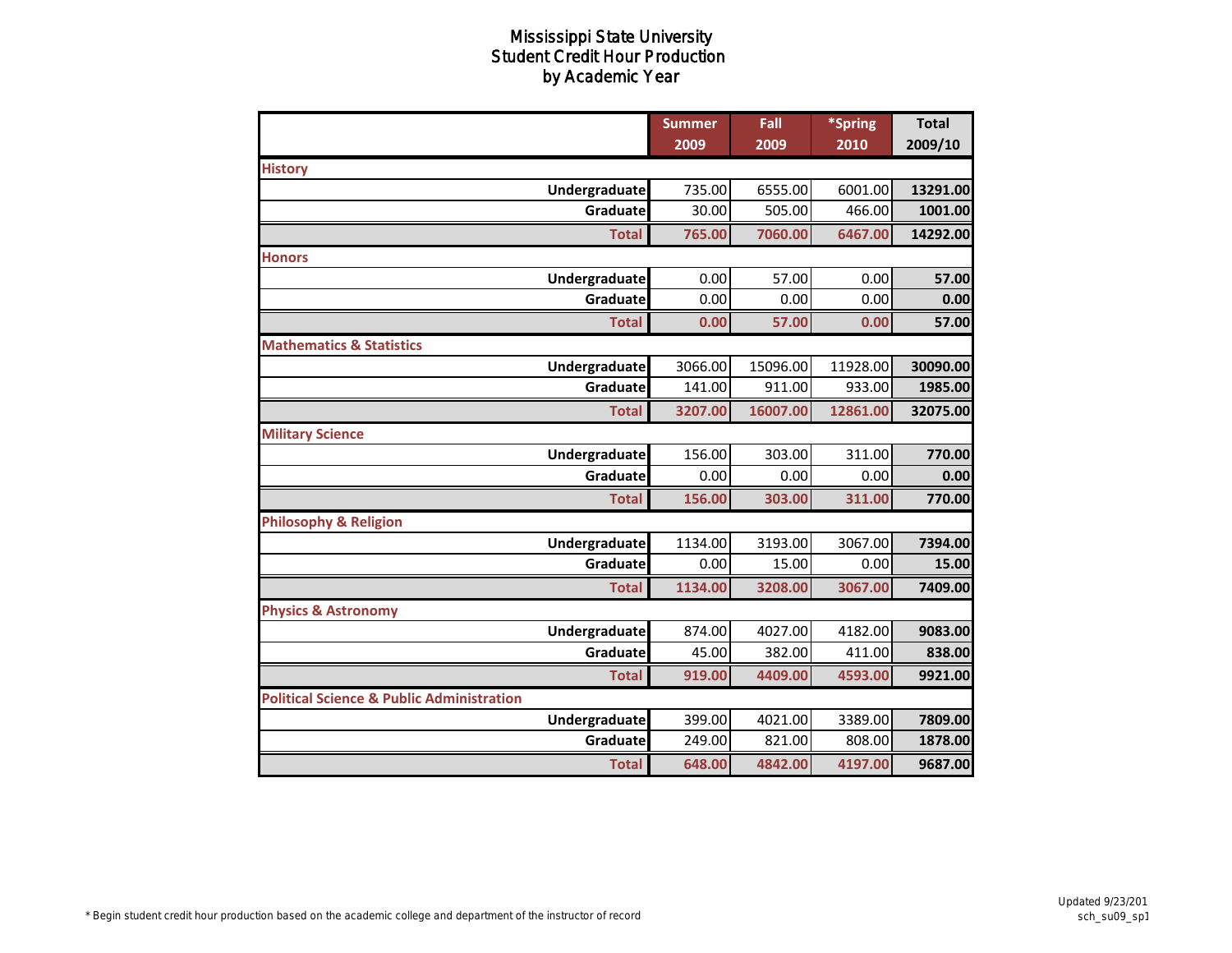# Mississippi State University
## Student Credit Hour Production
### by Academic Year

| | Summer 2009 | Fall 2009 | *Spring 2010 | Total 2009/10 |
|---|---|---|---|---|
| **History** | | | | |
| Undergraduate | 735.00 | 6555.00 | 6001.00 | 13291.00 |
| Graduate | 30.00 | 505.00 | 466.00 | 1001.00 |
| **Total** | 765.00 | 7060.00 | 6467.00 | 14292.00 |
| **Honors** | | | | |
| Undergraduate | 0.00 | 57.00 | 0.00 | 57.00 |
| Graduate | 0.00 | 0.00 | 0.00 | 0.00 |
| **Total** | 0.00 | 57.00 | 0.00 | 57.00 |
| **Mathematics & Statistics** | | | | |
| Undergraduate | 3066.00 | 15096.00 | 11928.00 | 30090.00 |
| Graduate | 141.00 | 911.00 | 933.00 | 1985.00 |
| **Total** | 3207.00 | 16007.00 | 12861.00 | 32075.00 |
| **Military Science** | | | | |
| Undergraduate | 156.00 | 303.00 | 311.00 | 770.00 |
| Graduate | 0.00 | 0.00 | 0.00 | 0.00 |
| **Total** | 156.00 | 303.00 | 311.00 | 770.00 |
| **Philosophy & Religion** | | | | |
| Undergraduate | 1134.00 | 3193.00 | 3067.00 | 7394.00 |
| Graduate | 0.00 | 15.00 | 0.00 | 15.00 |
| **Total** | 1134.00 | 3208.00 | 3067.00 | 7409.00 |
| **Physics & Astronomy** | | | | |
| Undergraduate | 874.00 | 4027.00 | 4182.00 | 9083.00 |
| Graduate | 45.00 | 382.00 | 411.00 | 838.00 |
| **Total** | 919.00 | 4409.00 | 4593.00 | 9921.00 |
| **Political Science & Public Administration** | | | | |
| Undergraduate | 399.00 | 4021.00 | 3389.00 | 7809.00 |
| Graduate | 249.00 | 821.00 | 808.00 | 1878.00 |
| **Total** | 648.00 | 4842.00 | 4197.00 | 9687.00 |

* Begin student credit hour production based on the academic college and department of the instructor of record

Updated 9/23/201
sch_su09_sp1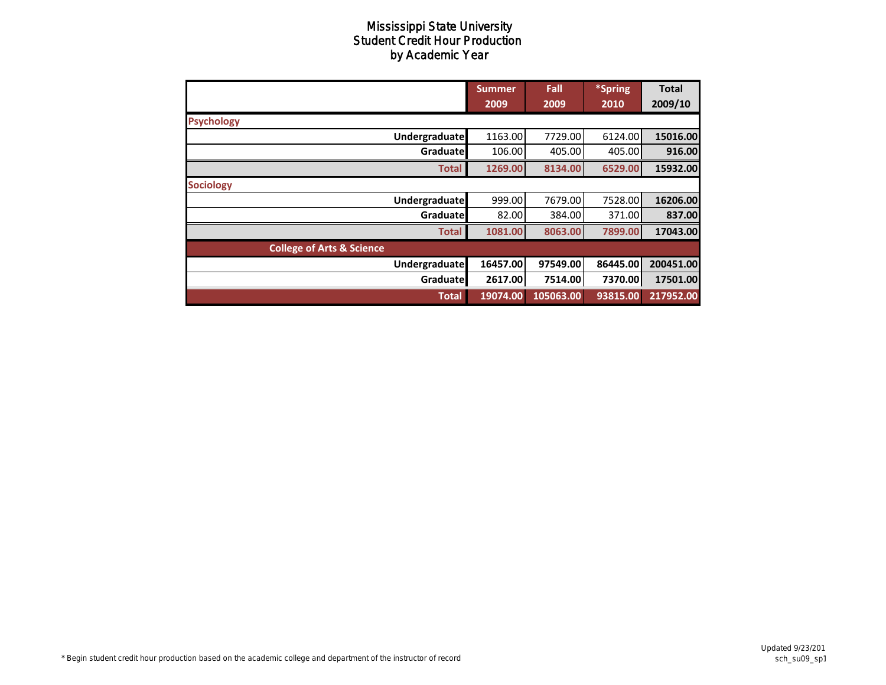# Mississippi State University
## Student Credit Hour Production
## by Academic Year

| | Summer 2009 | Fall 2009 | *Spring 2010 | Total 2009/10 |
|---|---|---|---|---|
| **Psychology** | | | | |
| Undergraduate | 1163.00 | 7729.00 | 6124.00 | 15016.00 |
| Graduate | 106.00 | 405.00 | 405.00 | 916.00 |
| **Total** | **1269.00** | **8134.00** | **6529.00** | **15932.00** |
| **Sociology** | | | | |
| Undergraduate | 999.00 | 7679.00 | 7528.00 | 16206.00 |
| Graduate | 82.00 | 384.00 | 371.00 | 837.00 |
| **Total** | **1081.00** | **8063.00** | **7899.00** | **17043.00** |
| **College of Arts & Science** | | | | |
| Undergraduate | **16457.00** | **97549.00** | **86445.00** | **200451.00** |
| Graduate | **2617.00** | **7514.00** | **7370.00** | **17501.00** |
| **Total** | **19074.00** | **105063.00** | **93815.00** | **217952.00** |

* Begin student credit hour production based on the academic college and department of the instructor of record

Updated 9/23/201
sch_su09_sp1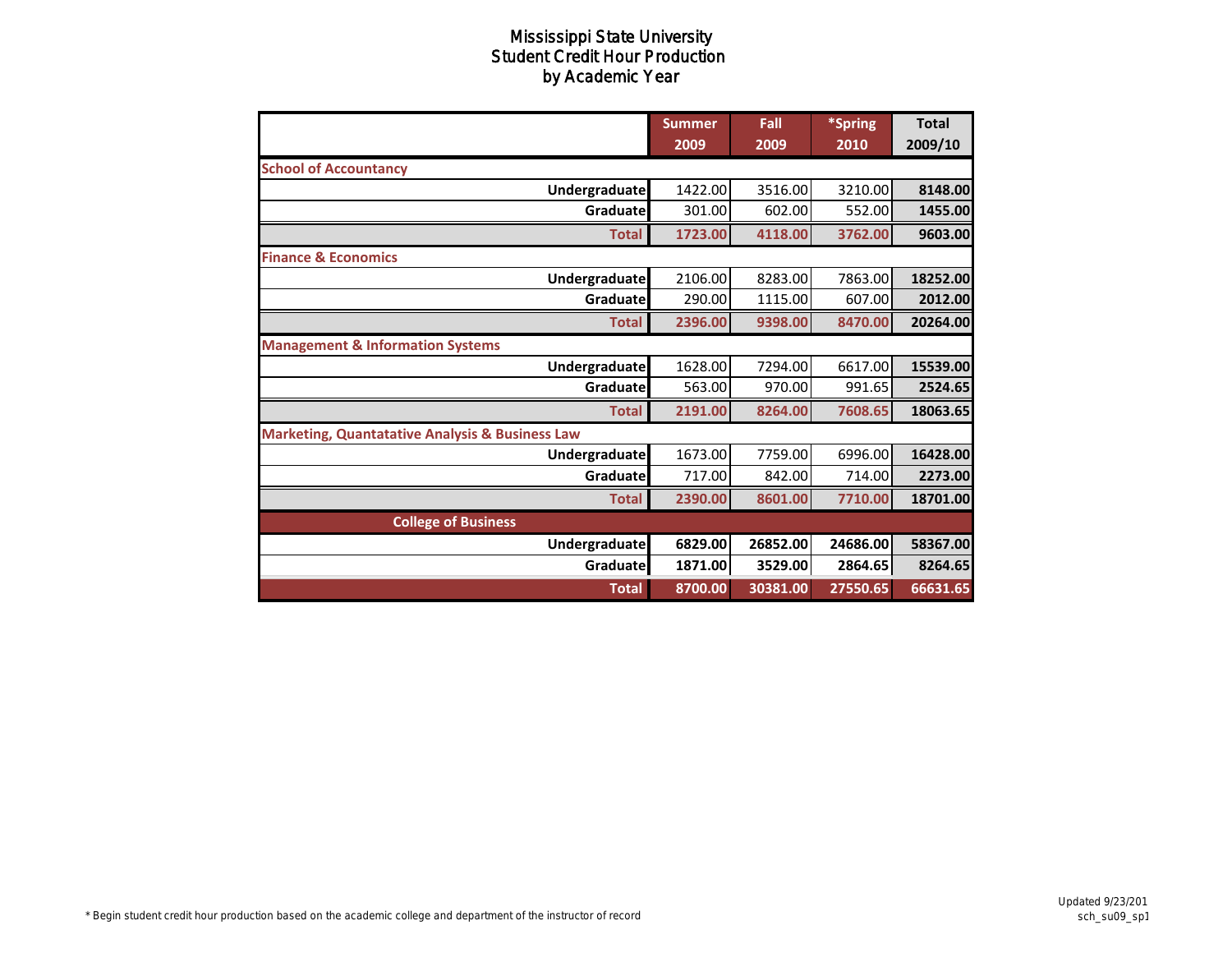# Mississippi State University
## Student Credit Hour Production
## by Academic Year

| | Summer 2009 | Fall 2009 | *Spring 2010 | Total 2009/10 |
|---|---|---|---|---|
| **School of Accountancy** | | | | |
| **Undergraduate** | 1422.00 | 3516.00 | 3210.00 | **8148.00** |
| **Graduate** | 301.00 | 602.00 | 552.00 | **1455.00** |
| **Total** | **1723.00** | **4118.00** | **3762.00** | **9603.00** |
| **Finance & Economics** | | | | |
| **Undergraduate** | 2106.00 | 8283.00 | 7863.00 | **18252.00** |
| **Graduate** | 290.00 | 1115.00 | 607.00 | **2012.00** |
| **Total** | **2396.00** | **9398.00** | **8470.00** | **20264.00** |
| **Management & Information Systems** | | | | |
| **Undergraduate** | 1628.00 | 7294.00 | 6617.00 | **15539.00** |
| **Graduate** | 563.00 | 970.00 | 991.65 | **2524.65** |
| **Total** | **2191.00** | **8264.00** | **7608.65** | **18063.65** |
| **Marketing, Quantatative Analysis & Business Law** | | | | |
| **Undergraduate** | 1673.00 | 7759.00 | 6996.00 | **16428.00** |
| **Graduate** | 717.00 | 842.00 | 714.00 | **2273.00** |
| **Total** | **2390.00** | **8601.00** | **7710.00** | **18701.00** |
| **College of Business** | | | | |
| **Undergraduate** | **6829.00** | **26852.00** | **24686.00** | **58367.00** |
| **Graduate** | **1871.00** | **3529.00** | **2864.65** | **8264.65** |
| **Total** | **8700.00** | **30381.00** | **27550.65** | **66631.65** |

* Begin student credit hour production based on the academic college and department of the instructor of record

Updated 9/23/201
sch_su09_sp1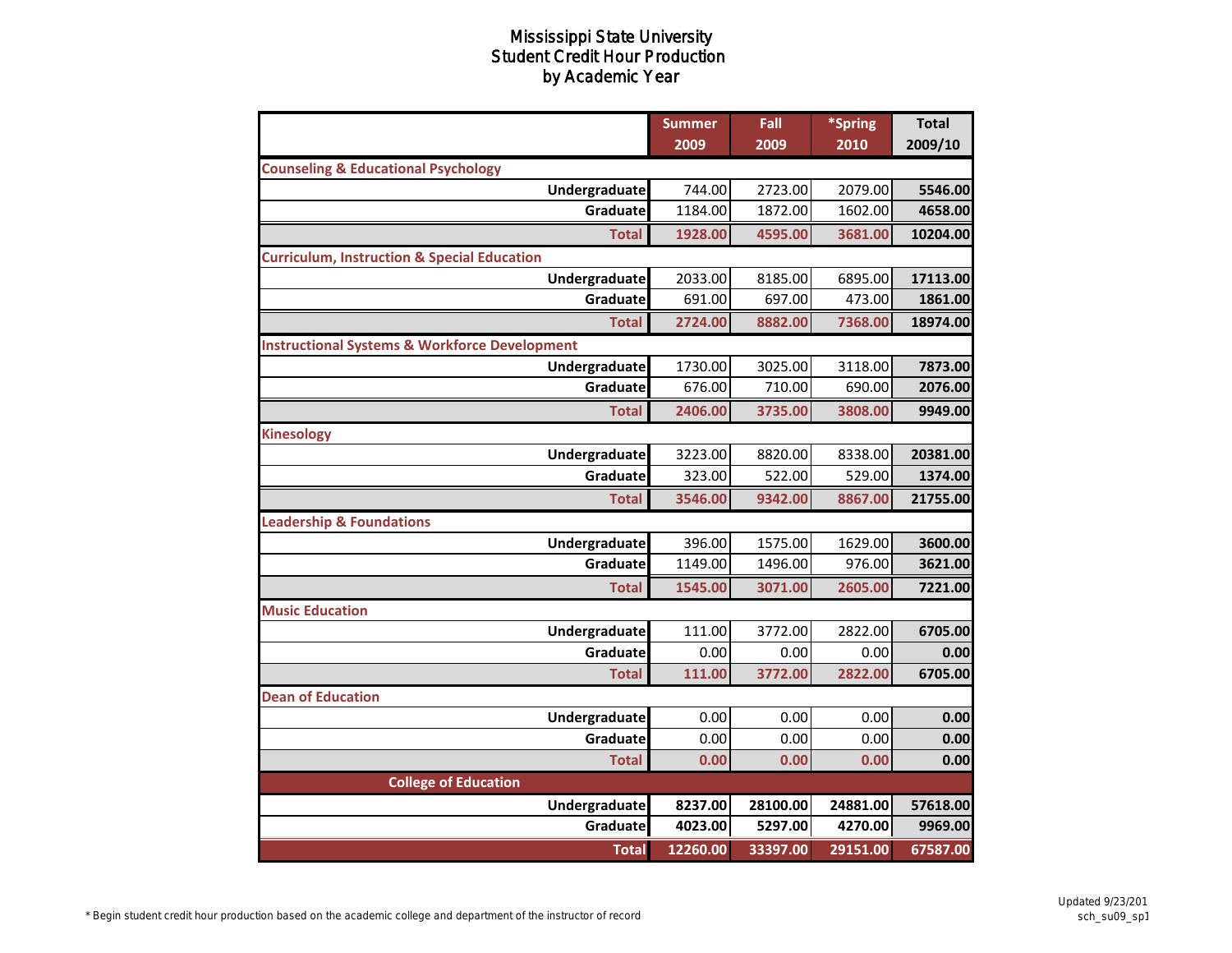# Mississippi State University
## Student Credit Hour Production
## by Academic Year

| | Summer 2009 | Fall 2009 | *Spring 2010 | Total 2009/10 |
|---|---|---|---|---|
| **Counseling & Educational Psychology** | | | | |
| Undergraduate | 744.00 | 2723.00 | 2079.00 | **5546.00** |
| Graduate | 1184.00 | 1872.00 | 1602.00 | **4658.00** |
| **Total** | **1928.00** | **4595.00** | **3681.00** | **10204.00** |
| **Curriculum, Instruction & Special Education** | | | | |
| Undergraduate | 2033.00 | 8185.00 | 6895.00 | **17113.00** |
| Graduate | 691.00 | 697.00 | 473.00 | **1861.00** |
| **Total** | **2724.00** | **8882.00** | **7368.00** | **18974.00** |
| **Instructional Systems & Workforce Development** | | | | |
| Undergraduate | 1730.00 | 3025.00 | 3118.00 | **7873.00** |
| Graduate | 676.00 | 710.00 | 690.00 | **2076.00** |
| **Total** | **2406.00** | **3735.00** | **3808.00** | **9949.00** |
| **Kinesology** | | | | |
| Undergraduate | 3223.00 | 8820.00 | 8338.00 | **20381.00** |
| Graduate | 323.00 | 522.00 | 529.00 | **1374.00** |
| **Total** | **3546.00** | **9342.00** | **8867.00** | **21755.00** |
| **Leadership & Foundations** | | | | |
| Undergraduate | 396.00 | 1575.00 | 1629.00 | **3600.00** |
| Graduate | 1149.00 | 1496.00 | 976.00 | **3621.00** |
| **Total** | **1545.00** | **3071.00** | **2605.00** | **7221.00** |
| **Music Education** | | | | |
| Undergraduate | 111.00 | 3772.00 | 2822.00 | **6705.00** |
| Graduate | 0.00 | 0.00 | 0.00 | **0.00** |
| **Total** | **111.00** | **3772.00** | **2822.00** | **6705.00** |
| **Dean of Education** | | | | |
| Undergraduate | 0.00 | 0.00 | 0.00 | **0.00** |
| Graduate | 0.00 | 0.00 | 0.00 | **0.00** |
| **Total** | **0.00** | **0.00** | **0.00** | **0.00** |
| **College of Education** | | | | |
| Undergraduate | **8237.00** | **28100.00** | **24881.00** | **57618.00** |
| Graduate | **4023.00** | **5297.00** | **4270.00** | **9969.00** |
| **Total** | **12260.00** | **33397.00** | **29151.00** | **67587.00** |

\* Begin student credit hour production based on the academic college and department of the instructor of record

Updated 9/23/201
sch_su09_sp1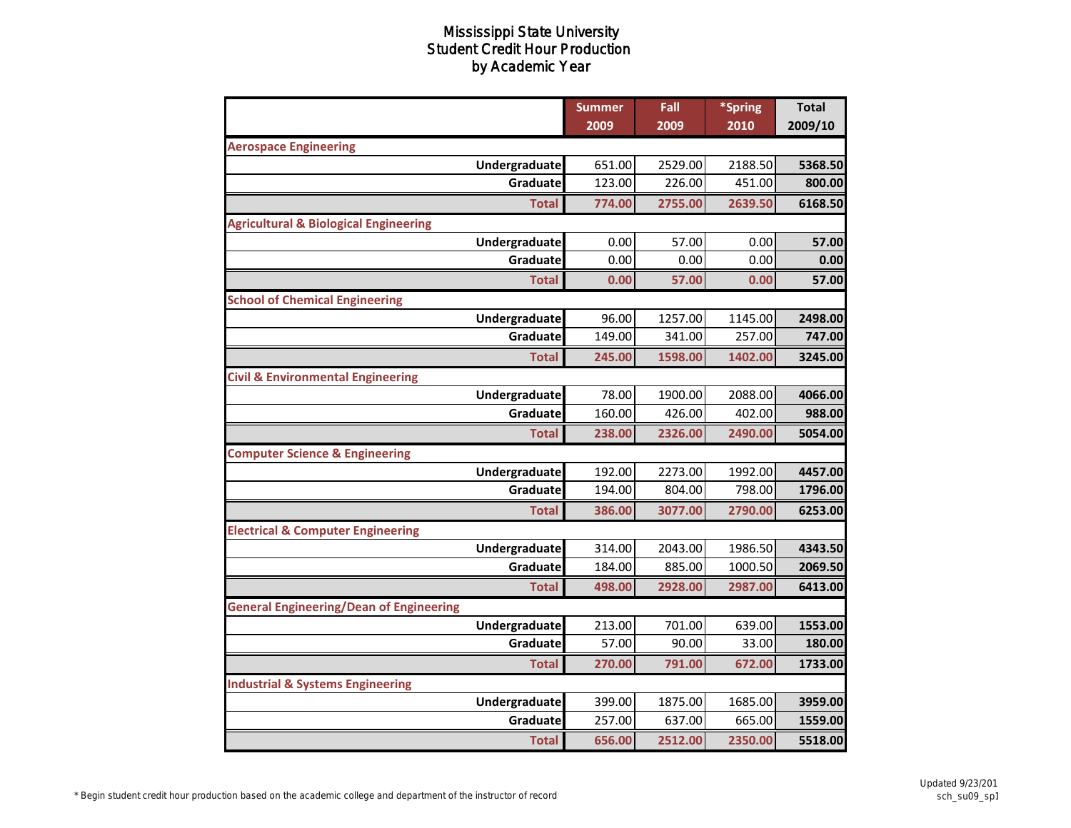# Mississippi State University
## Student Credit Hour Production
## by Academic Year

| | Summer 2009 | Fall 2009 | *Spring 2010 | Total 2009/10 |
|---|---|---|---|---|
| **Aerospace Engineering** | | | | |
| Undergraduate | 651.00 | 2529.00 | 2188.50 | 5368.50 |
| Graduate | 123.00 | 226.00 | 451.00 | 800.00 |
| Total | 774.00 | 2755.00 | 2639.50 | 6168.50 |
| **Agricultural & Biological Engineering** | | | | |
| Undergraduate | 0.00 | 57.00 | 0.00 | 57.00 |
| Graduate | 0.00 | 0.00 | 0.00 | 0.00 |
| Total | 0.00 | 57.00 | 0.00 | 57.00 |
| **School of Chemical Engineering** | | | | |
| Undergraduate | 96.00 | 1257.00 | 1145.00 | 2498.00 |
| Graduate | 149.00 | 341.00 | 257.00 | 747.00 |
| Total | 245.00 | 1598.00 | 1402.00 | 3245.00 |
| **Civil & Environmental Engineering** | | | | |
| Undergraduate | 78.00 | 1900.00 | 2088.00 | 4066.00 |
| Graduate | 160.00 | 426.00 | 402.00 | 988.00 |
| Total | 238.00 | 2326.00 | 2490.00 | 5054.00 |
| **Computer Science & Engineering** | | | | |
| Undergraduate | 192.00 | 2273.00 | 1992.00 | 4457.00 |
| Graduate | 194.00 | 804.00 | 798.00 | 1796.00 |
| Total | 386.00 | 3077.00 | 2790.00 | 6253.00 |
| **Electrical & Computer Engineering** | | | | |
| Undergraduate | 314.00 | 2043.00 | 1986.50 | 4343.50 |
| Graduate | 184.00 | 885.00 | 1000.50 | 2069.50 |
| Total | 498.00 | 2928.00 | 2987.00 | 6413.00 |
| **General Engineering/Dean of Engineering** | | | | |
| Undergraduate | 213.00 | 701.00 | 639.00 | 1553.00 |
| Graduate | 57.00 | 90.00 | 33.00 | 180.00 |
| Total | 270.00 | 791.00 | 672.00 | 1733.00 |
| **Industrial & Systems Engineering** | | | | |
| Undergraduate | 399.00 | 1875.00 | 1685.00 | 3959.00 |
| Graduate | 257.00 | 637.00 | 665.00 | 1559.00 |
| Total | 656.00 | 2512.00 | 2350.00 | 5518.00 |

* Begin student credit hour production based on the academic college and department of the instructor of record

Updated 9/23/201
sch_su09_sp1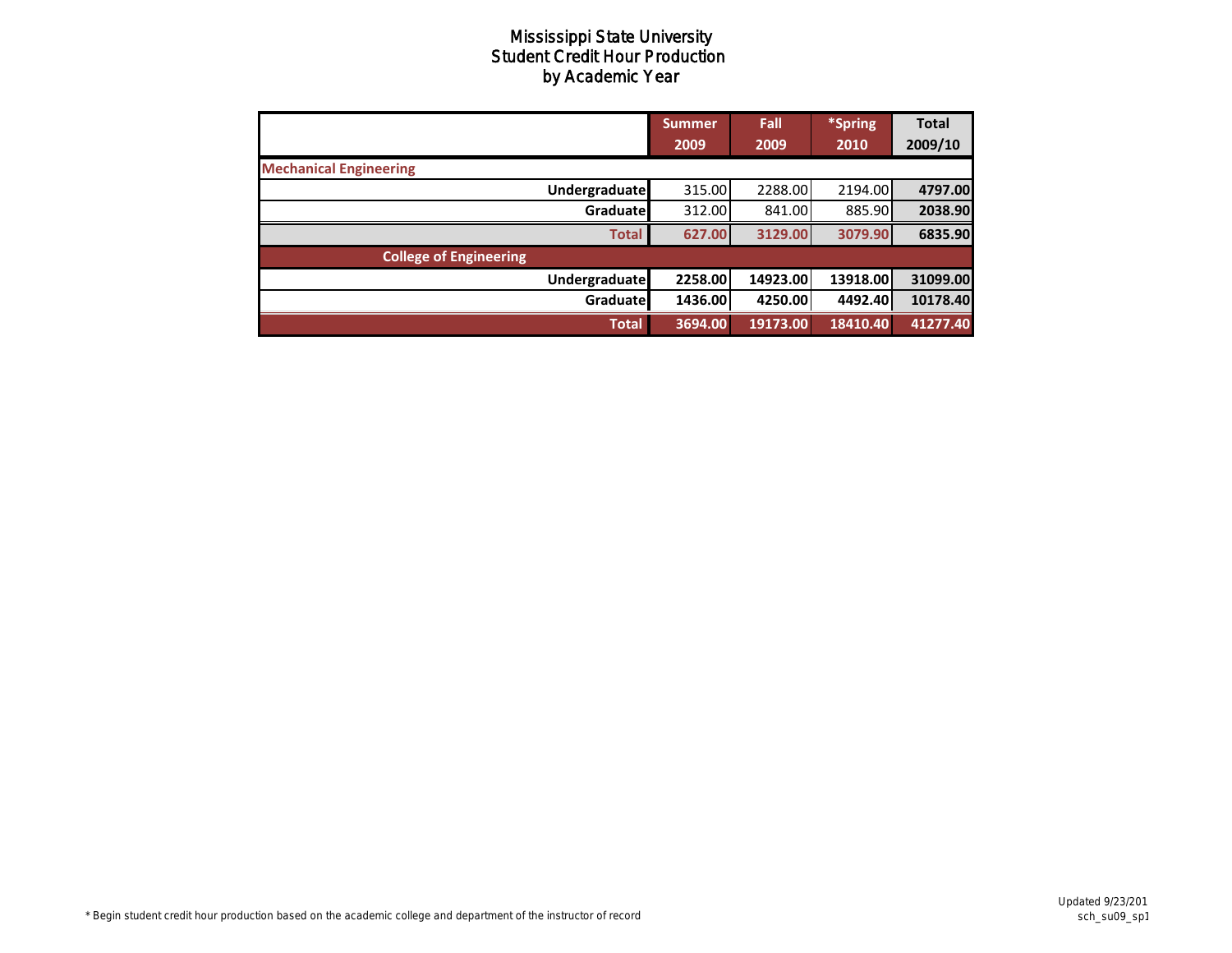# Mississippi State University
## Student Credit Hour Production
### by Academic Year

| | Summer 2009 | Fall 2009 | *Spring 2010 | Total 2009/10 |
|---|---|---|---|---|
| **Mechanical Engineering** | | | | |
| **Undergraduate** | 315.00 | 2288.00 | 2194.00 | **4797.00** |
| **Graduate** | 312.00 | 841.00 | 885.90 | **2038.90** |
| **Total** | **627.00** | **3129.00** | **3079.90** | **6835.90** |
| **College of Engineering** | | | | |
| **Undergraduate** | **2258.00** | **14923.00** | **13918.00** | **31099.00** |
| **Graduate** | **1436.00** | **4250.00** | **4492.40** | **10178.40** |
| **Total** | **3694.00** | **19173.00** | **18410.40** | **41277.40** |

* Begin student credit hour production based on the academic college and department of the instructor of record

Updated 9/23/201
sch_su09_sp1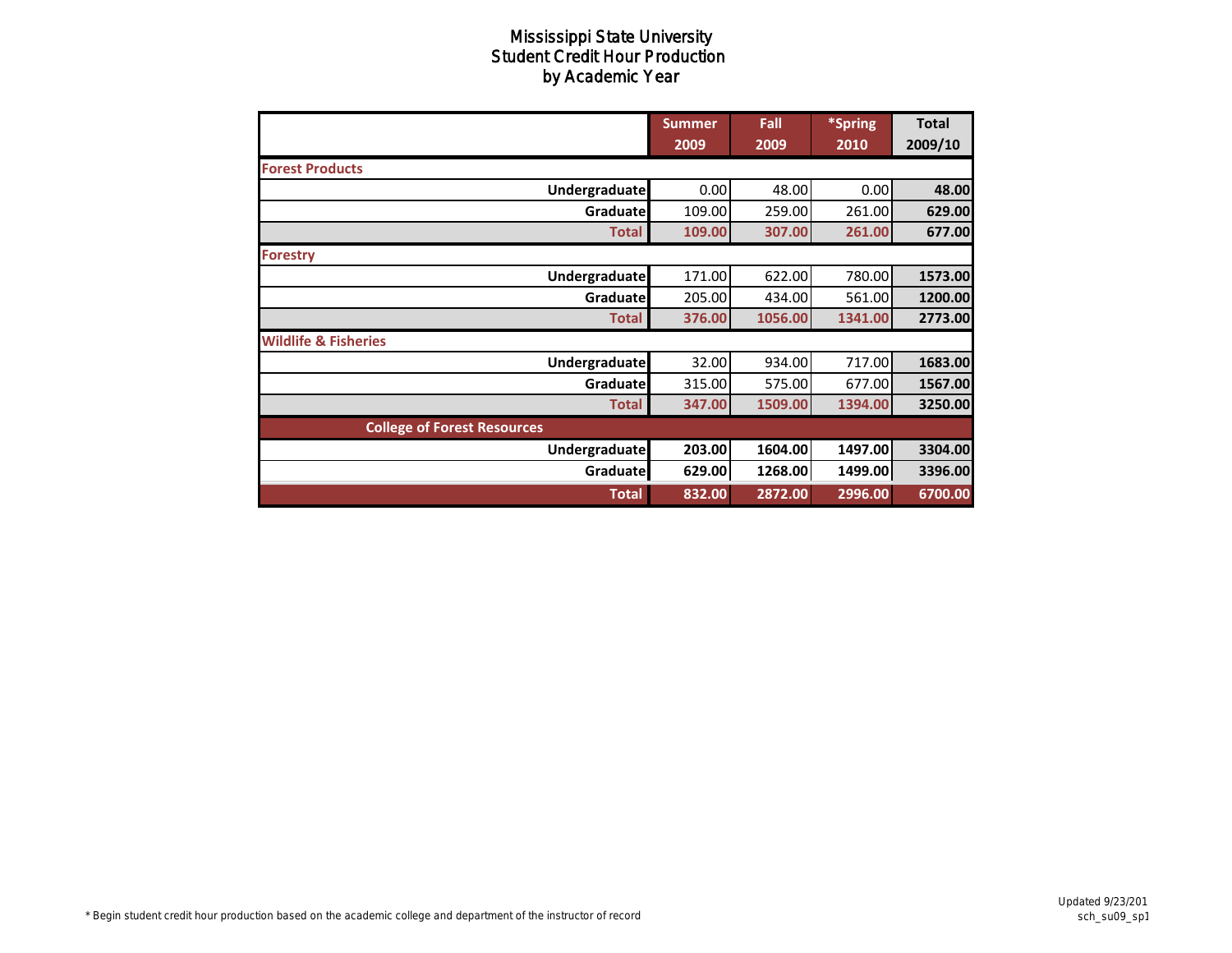# Mississippi State University
## Student Credit Hour Production
## by Academic Year

| | Summer 2009 | Fall 2009 | *Spring 2010 | Total 2009/10 |
|---|---|---|---|---|
| **Forest Products** | | | | |
| **Undergraduate** | 0.00 | 48.00 | 0.00 | **48.00** |
| **Graduate** | 109.00 | 259.00 | 261.00 | **629.00** |
| **Total** | **109.00** | **307.00** | **261.00** | **677.00** |
| **Forestry** | | | | |
| **Undergraduate** | 171.00 | 622.00 | 780.00 | **1573.00** |
| **Graduate** | 205.00 | 434.00 | 561.00 | **1200.00** |
| **Total** | **376.00** | **1056.00** | **1341.00** | **2773.00** |
| **Wildlife & Fisheries** | | | | |
| **Undergraduate** | 32.00 | 934.00 | 717.00 | **1683.00** |
| **Graduate** | 315.00 | 575.00 | 677.00 | **1567.00** |
| **Total** | **347.00** | **1509.00** | **1394.00** | **3250.00** |
| **College of Forest Resources** | | | | |
| **Undergraduate** | **203.00** | **1604.00** | **1497.00** | **3304.00** |
| **Graduate** | **629.00** | **1268.00** | **1499.00** | **3396.00** |
| **Total** | **832.00** | **2872.00** | **2996.00** | **6700.00** |

* Begin student credit hour production based on the academic college and department of the instructor of record

Updated 9/23/201
sch_su09_sp1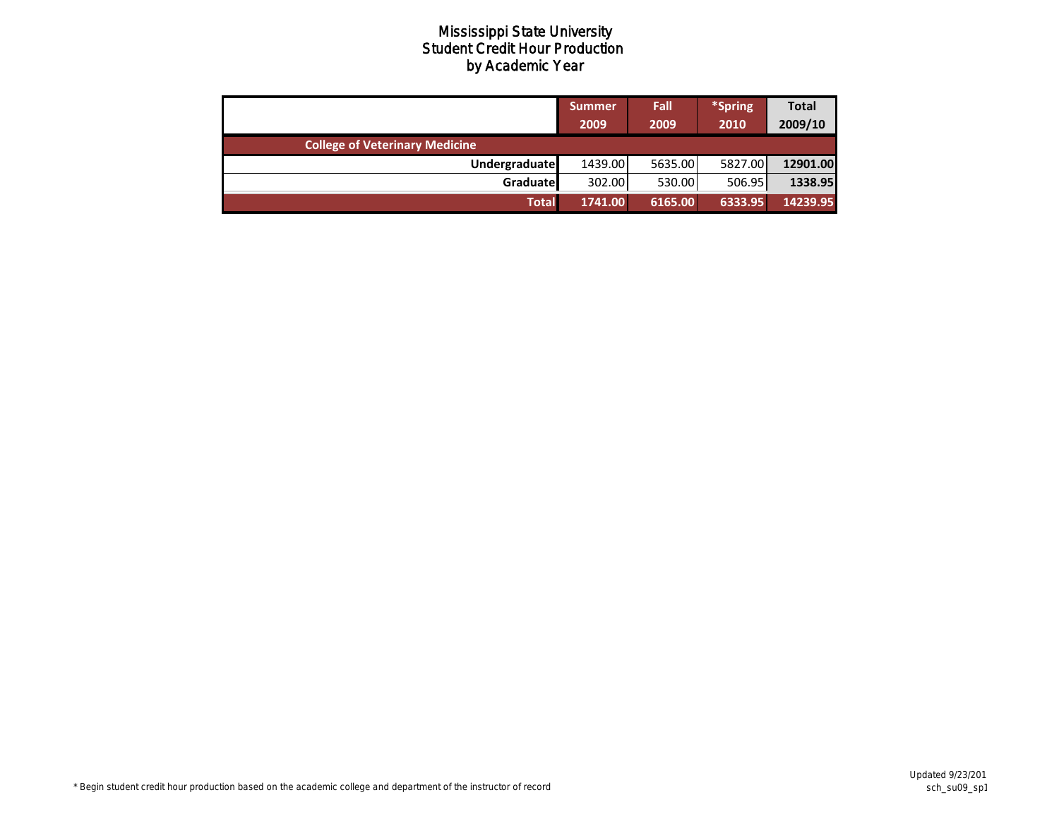# Mississippi State University
## Student Credit Hour Production
### by Academic Year

| | Summer 2009 | Fall 2009 | *Spring 2010 | Total 2009/10 |
|---|---|---|---|---|
| **College of Veterinary Medicine** | | | | |
| **Undergraduate** | 1439.00 | 5635.00 | 5827.00 | **12901.00** |
| **Graduate** | 302.00 | 530.00 | 506.95 | **1338.95** |
| **Total** | **1741.00** | **6165.00** | **6333.95** | **14239.95** |

\* Begin student credit hour production based on the academic college and department of the instructor of record

Updated 9/23/201
sch_su09_sp1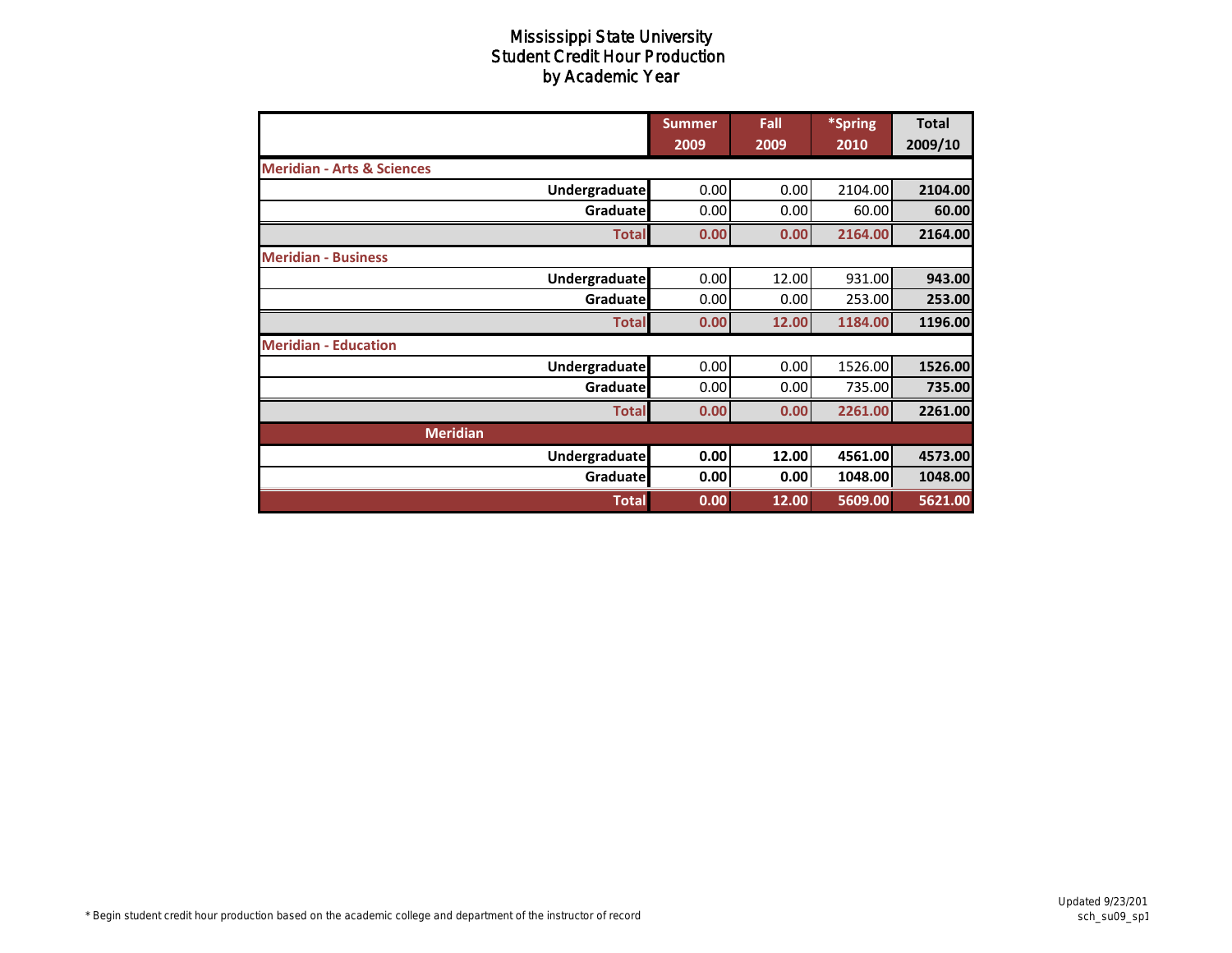# Mississippi State University
## Student Credit Hour Production
### by Academic Year

| | Summer 2009 | Fall 2009 | *Spring 2010 | Total 2009/10 |
|---|---|---|---|---|
| **Meridian - Arts & Sciences** | | | | |
| Undergraduate | 0.00 | 0.00 | 2104.00 | 2104.00 |
| Graduate | 0.00 | 0.00 | 60.00 | 60.00 |
| **Total** | 0.00 | 0.00 | 2164.00 | 2164.00 |
| **Meridian - Business** | | | | |
| Undergraduate | 0.00 | 12.00 | 931.00 | 943.00 |
| Graduate | 0.00 | 0.00 | 253.00 | 253.00 |
| **Total** | 0.00 | 12.00 | 1184.00 | 1196.00 |
| **Meridian - Education** | | | | |
| Undergraduate | 0.00 | 0.00 | 1526.00 | 1526.00 |
| Graduate | 0.00 | 0.00 | 735.00 | 735.00 |
| **Total** | 0.00 | 0.00 | 2261.00 | 2261.00 |
| **Meridian** | | | | |
| Undergraduate | 0.00 | 12.00 | 4561.00 | 4573.00 |
| Graduate | 0.00 | 0.00 | 1048.00 | 1048.00 |
| **Total** | 0.00 | 12.00 | 5609.00 | 5621.00 |

* Begin student credit hour production based on the academic college and department of the instructor of record

Updated 9/23/201
sch_su09_sp1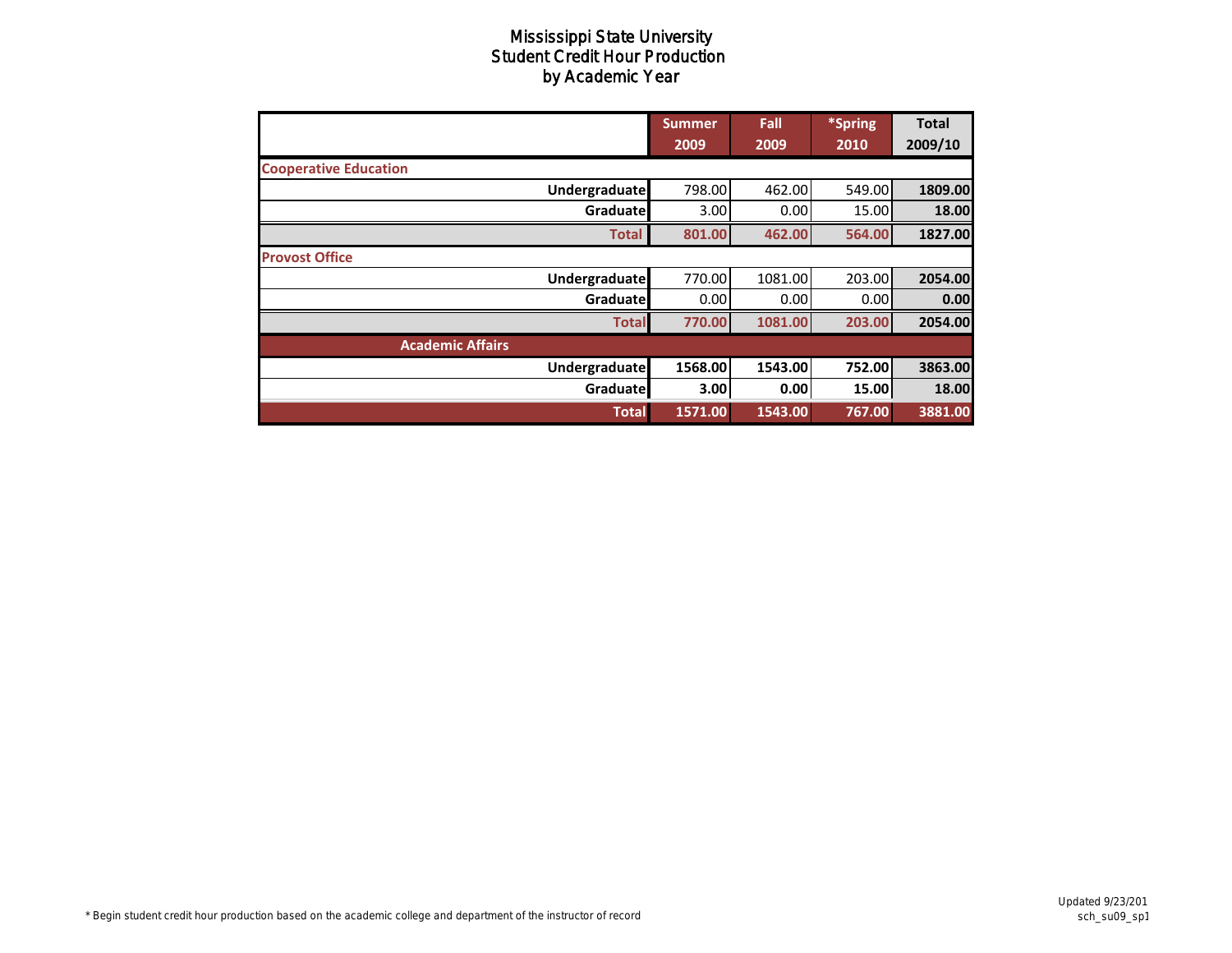# Mississippi State University
## Student Credit Hour Production
### by Academic Year

| | Summer 2009 | Fall 2009 | *Spring 2010 | Total 2009/10 |
|---|---|---|---|---|
| **Cooperative Education** | | | | |
| **Undergraduate** | 798.00 | 462.00 | 549.00 | **1809.00** |
| **Graduate** | 3.00 | 0.00 | 15.00 | **18.00** |
| **Total** | **801.00** | **462.00** | **564.00** | **1827.00** |
| **Provost Office** | | | | |
| **Undergraduate** | 770.00 | 1081.00 | 203.00 | **2054.00** |
| **Graduate** | 0.00 | 0.00 | 0.00 | **0.00** |
| **Total** | **770.00** | **1081.00** | **203.00** | **2054.00** |
| **Academic Affairs** | | | | |
| **Undergraduate** | **1568.00** | **1543.00** | **752.00** | **3863.00** |
| **Graduate** | **3.00** | **0.00** | **15.00** | **18.00** |
| **Total** | **1571.00** | **1543.00** | **767.00** | **3881.00** |

* Begin student credit hour production based on the academic college and department of the instructor of record

Updated 9/23/201
sch_su09_sp1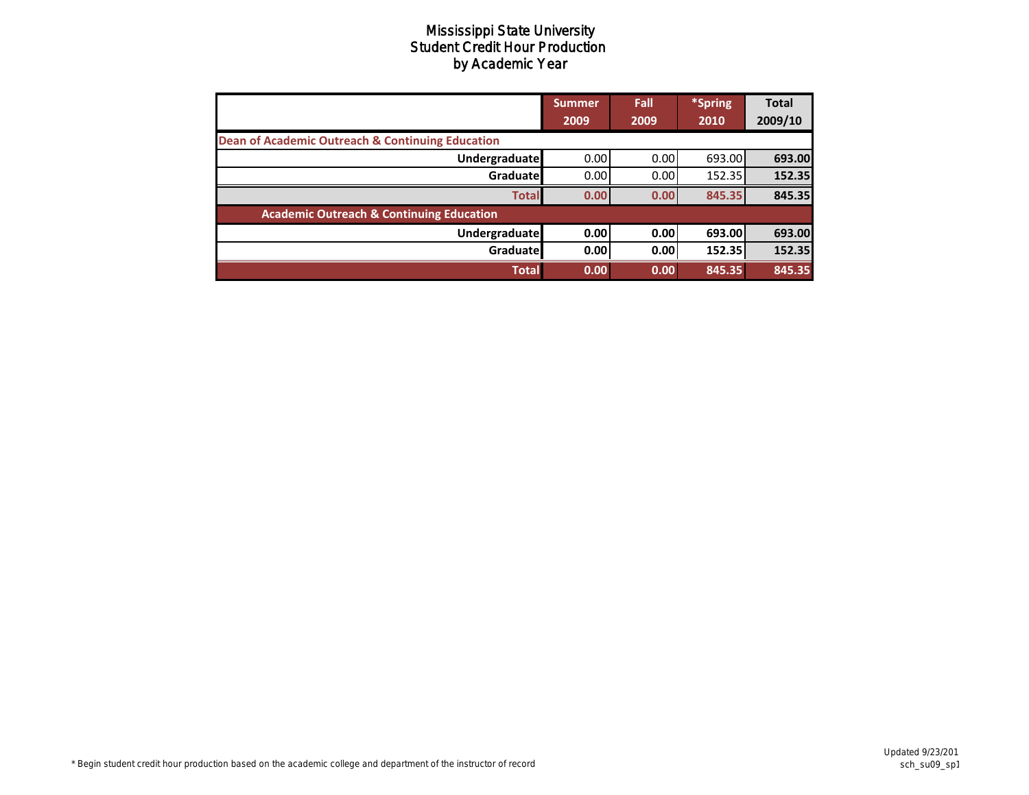# Mississippi State University
## Student Credit Hour Production
### by Academic Year

| | Summer 2009 | Fall 2009 | *Spring 2010 | Total 2009/10 |
|---|---|---|---|---|
| **Dean of Academic Outreach & Continuing Education** | | | | |
| **Undergraduate** | 0.00 | 0.00 | 693.00 | **693.00** |
| **Graduate** | 0.00 | 0.00 | 152.35 | **152.35** |
| **Total** | **0.00** | **0.00** | **845.35** | **845.35** |
| **Academic Outreach & Continuing Education** | | | | |
| **Undergraduate** | **0.00** | **0.00** | **693.00** | **693.00** |
| **Graduate** | **0.00** | **0.00** | **152.35** | **152.35** |
| **Total** | **0.00** | **0.00** | **845.35** | **845.35** |

\* Begin student credit hour production based on the academic college and department of the instructor of record

Updated 9/23/201
sch_su09_sp1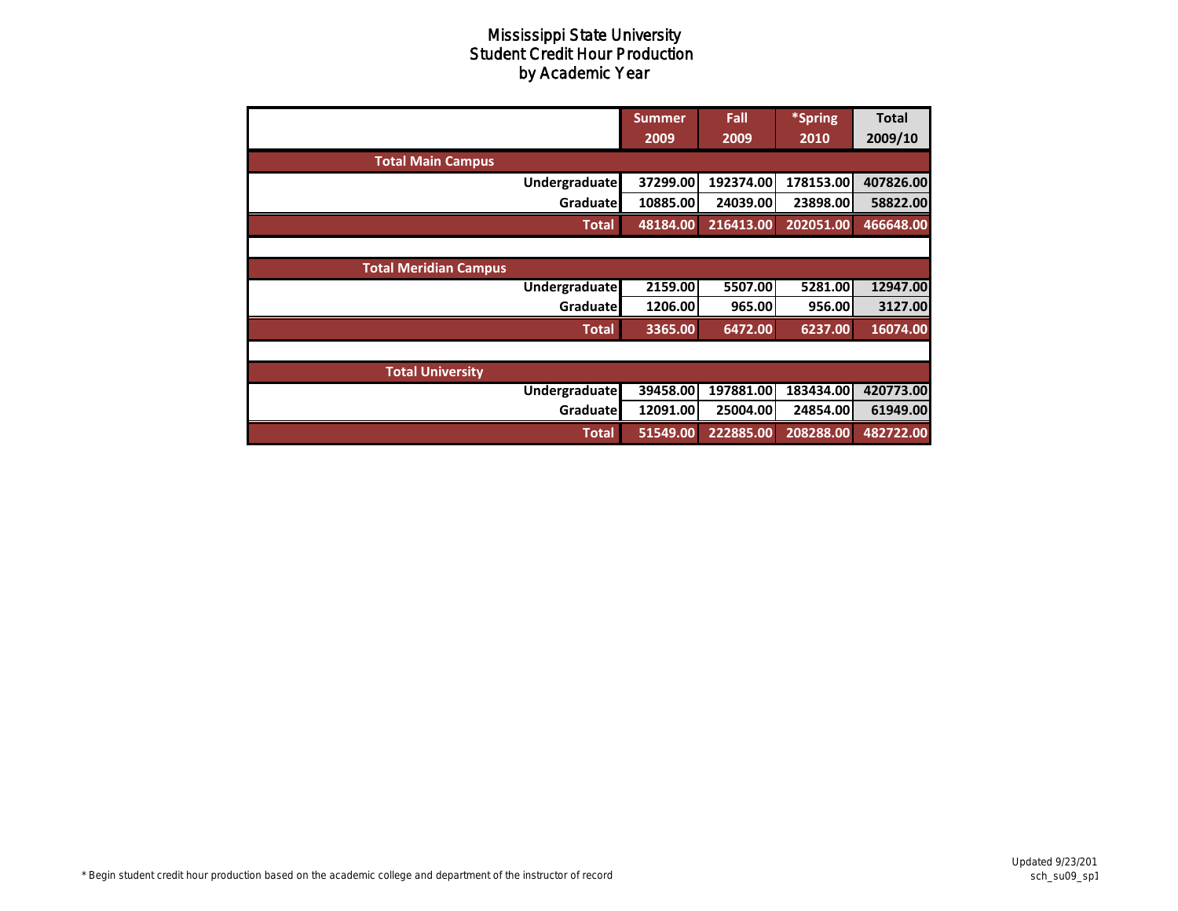# Mississippi State University
## Student Credit Hour Production
## by Academic Year

| | Summer 2009 | Fall 2009 | *Spring 2010 | Total 2009/10 |
|---|---|---|---|---|
| **Total Main Campus** | | | | |
| Undergraduate | 37299.00 | 192374.00 | 178153.00 | 407826.00 |
| Graduate | 10885.00 | 24039.00 | 23898.00 | 58822.00 |
| **Total** | 48184.00 | 216413.00 | 202051.00 | 466648.00 |
| | | | | |
| **Total Meridian Campus** | | | | |
| Undergraduate | 2159.00 | 5507.00 | 5281.00 | 12947.00 |
| Graduate | 1206.00 | 965.00 | 956.00 | 3127.00 |
| **Total** | 3365.00 | 6472.00 | 6237.00 | 16074.00 |
| | | | | |
| **Total University** | | | | |
| Undergraduate | 39458.00 | 197881.00 | 183434.00 | 420773.00 |
| Graduate | 12091.00 | 25004.00 | 24854.00 | 61949.00 |
| **Total** | 51549.00 | 222885.00 | 208288.00 | 482722.00 |

* Begin student credit hour production based on the academic college and department of the instructor of record

Updated 9/23/201
sch_su09_sp1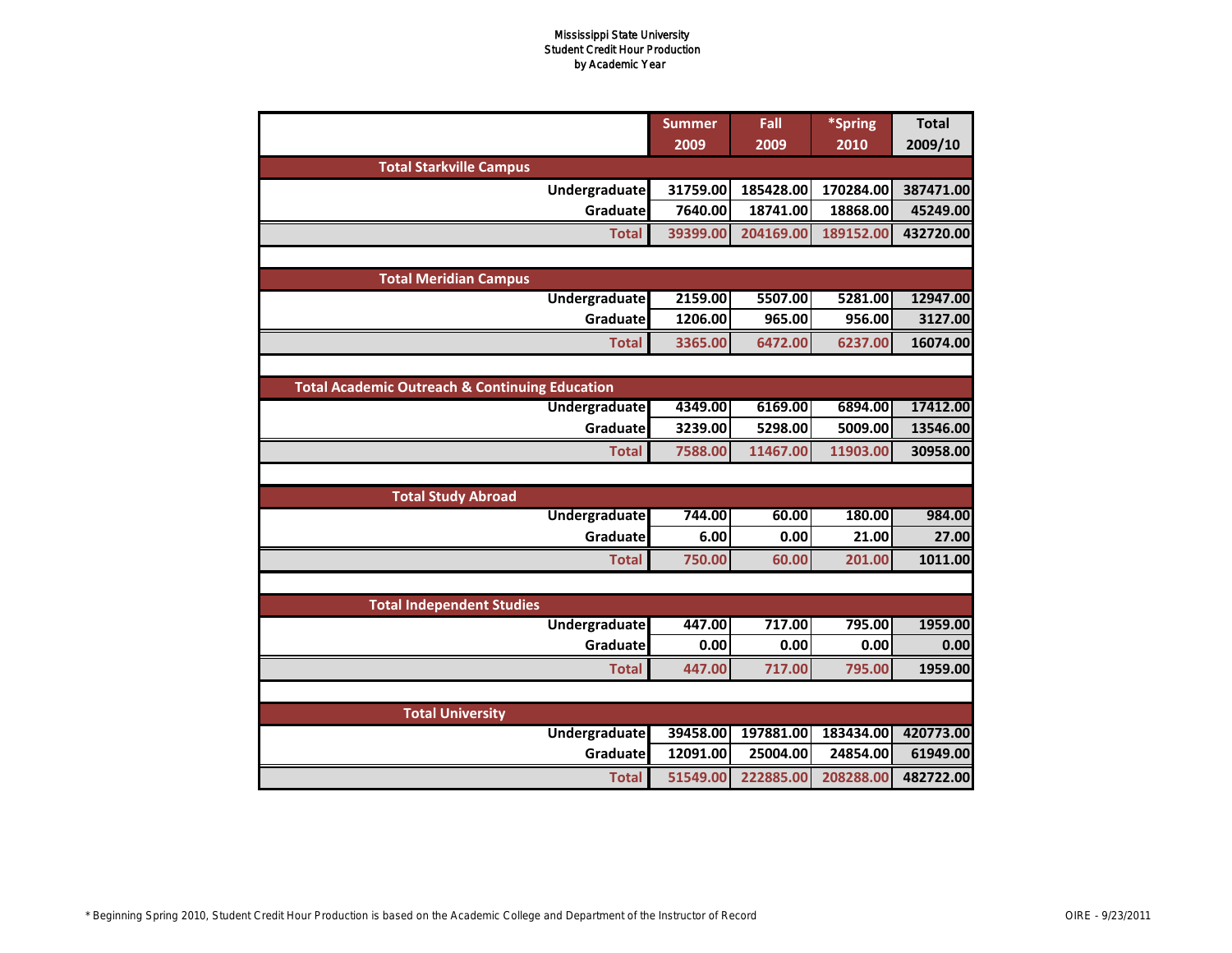Mississippi State University
Student Credit Hour Production
by Academic Year

| | Summer 2009 | Fall 2009 | *Spring 2010 | Total 2009/10 |
|---|---|---|---|---|
| **Total Starkville Campus** | | | | |
| Undergraduate | 31759.00 | 185428.00 | 170284.00 | 387471.00 |
| Graduate | 7640.00 | 18741.00 | 18868.00 | 45249.00 |
| Total | 39399.00 | 204169.00 | 189152.00 | 432720.00 |
| **Total Meridian Campus** | | | | |
| Undergraduate | 2159.00 | 5507.00 | 5281.00 | 12947.00 |
| Graduate | 1206.00 | 965.00 | 956.00 | 3127.00 |
| Total | 3365.00 | 6472.00 | 6237.00 | 16074.00 |
| **Total Academic Outreach & Continuing Education** | | | | |
| Undergraduate | 4349.00 | 6169.00 | 6894.00 | 17412.00 |
| Graduate | 3239.00 | 5298.00 | 5009.00 | 13546.00 |
| Total | 7588.00 | 11467.00 | 11903.00 | 30958.00 |
| **Total Study Abroad** | | | | |
| Undergraduate | 744.00 | 60.00 | 180.00 | 984.00 |
| Graduate | 6.00 | 0.00 | 21.00 | 27.00 |
| Total | 750.00 | 60.00 | 201.00 | 1011.00 |
| **Total Independent Studies** | | | | |
| Undergraduate | 447.00 | 717.00 | 795.00 | 1959.00 |
| Graduate | 0.00 | 0.00 | 0.00 | 0.00 |
| Total | 447.00 | 717.00 | 795.00 | 1959.00 |
| **Total University** | | | | |
| Undergraduate | 39458.00 | 197881.00 | 183434.00 | 420773.00 |
| Graduate | 12091.00 | 25004.00 | 24854.00 | 61949.00 |
| Total | 51549.00 | 222885.00 | 208288.00 | 482722.00 |

* Beginning Spring 2010, Student Credit Hour Production is based on the Academic College and Department of the Instructor of Record

OIRE - 9/23/2011